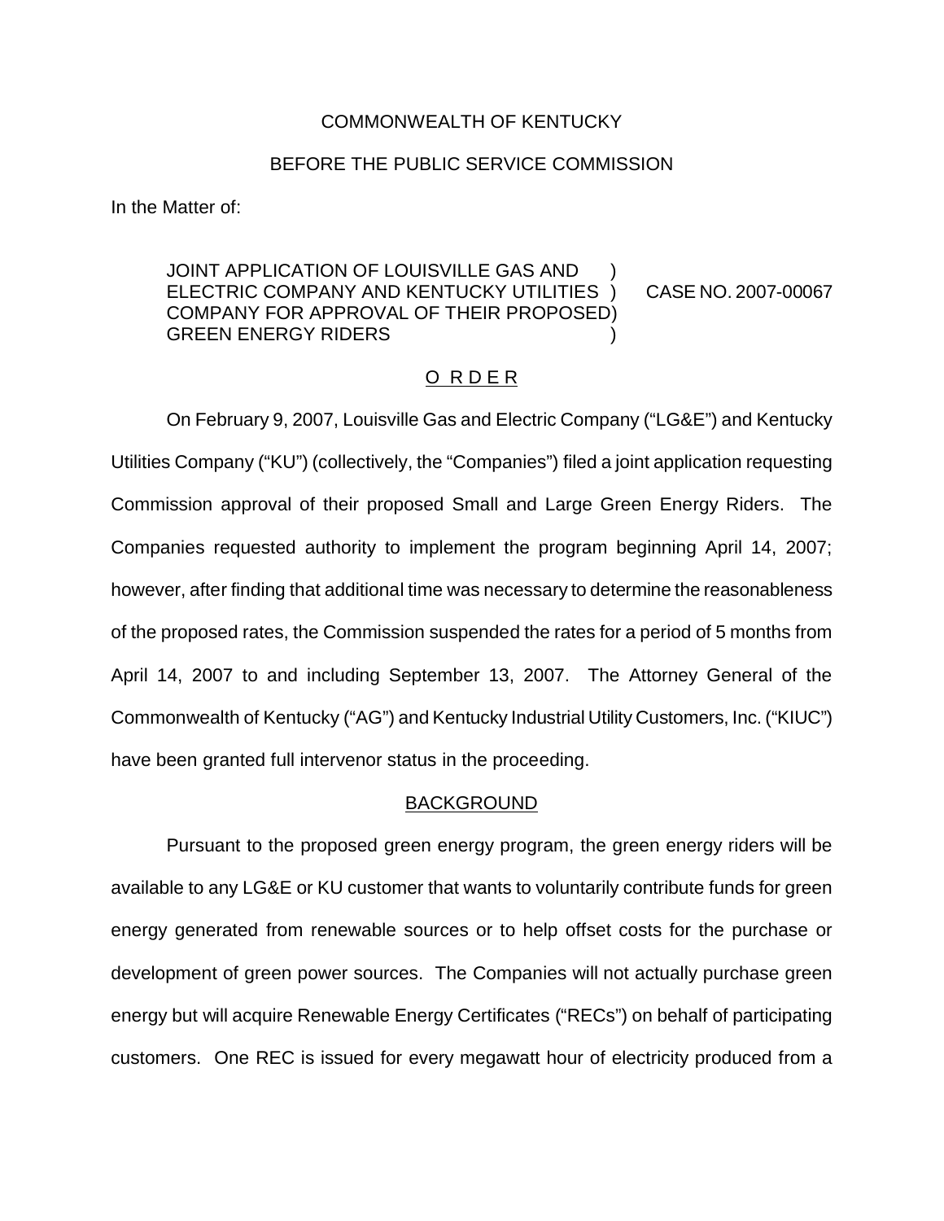COMMONWEALTH OF KENTUCKY

BEFORE THE PUBLIC SERVICE COMMISSION

In the Matter of:

| | | |
|---|---|---|
| JOINT APPLICATION OF LOUISVILLE GAS AND ELECTRIC COMPANY AND KENTUCKY UTILITIES COMPANY FOR APPROVAL OF THEIR PROPOSED GREEN ENERGY RIDERS | ) ) ) ) | CASE NO. 2007-00067 |

## O R D E R

On February 9, 2007, Louisville Gas and Electric Company ("LG&E") and Kentucky Utilities Company ("KU") (collectively, the "Companies") filed a joint application requesting Commission approval of their proposed Small and Large Green Energy Riders. The Companies requested authority to implement the program beginning April 14, 2007; however, after finding that additional time was necessary to determine the reasonableness of the proposed rates, the Commission suspended the rates for a period of 5 months from April 14, 2007 to and including September 13, 2007. The Attorney General of the Commonwealth of Kentucky ("AG") and Kentucky Industrial Utility Customers, Inc. ("KIUC") have been granted full intervenor status in the proceeding.

## BACKGROUND

Pursuant to the proposed green energy program, the green energy riders will be available to any LG&E or KU customer that wants to voluntarily contribute funds for green energy generated from renewable sources or to help offset costs for the purchase or development of green power sources. The Companies will not actually purchase green energy but will acquire Renewable Energy Certificates ("RECs") on behalf of participating customers. One REC is issued for every megawatt hour of electricity produced from a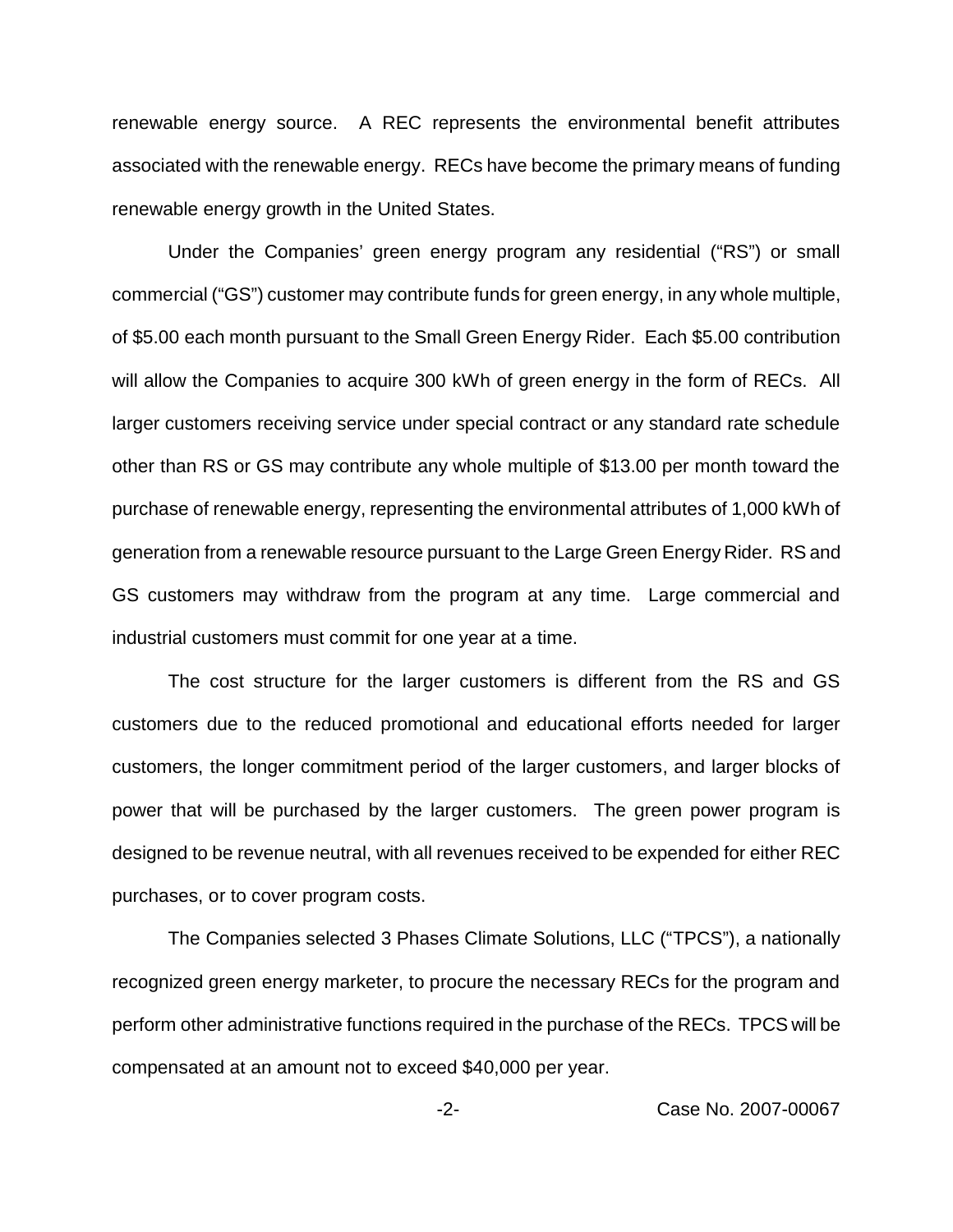renewable energy source. A REC represents the environmental benefit attributes associated with the renewable energy. RECs have become the primary means of funding renewable energy growth in the United States.

Under the Companies' green energy program any residential ("RS") or small commercial ("GS") customer may contribute funds for green energy, in any whole multiple, of $5.00 each month pursuant to the Small Green Energy Rider. Each $5.00 contribution will allow the Companies to acquire 300 kWh of green energy in the form of RECs. All larger customers receiving service under special contract or any standard rate schedule other than RS or GS may contribute any whole multiple of $13.00 per month toward the purchase of renewable energy, representing the environmental attributes of 1,000 kWh of generation from a renewable resource pursuant to the Large Green Energy Rider. RS and GS customers may withdraw from the program at any time. Large commercial and industrial customers must commit for one year at a time.

The cost structure for the larger customers is different from the RS and GS customers due to the reduced promotional and educational efforts needed for larger customers, the longer commitment period of the larger customers, and larger blocks of power that will be purchased by the larger customers. The green power program is designed to be revenue neutral, with all revenues received to be expended for either REC purchases, or to cover program costs.

The Companies selected 3 Phases Climate Solutions, LLC ("TPCS"), a nationally recognized green energy marketer, to procure the necessary RECs for the program and perform other administrative functions required in the purchase of the RECs. TPCS will be compensated at an amount not to exceed $40,000 per year.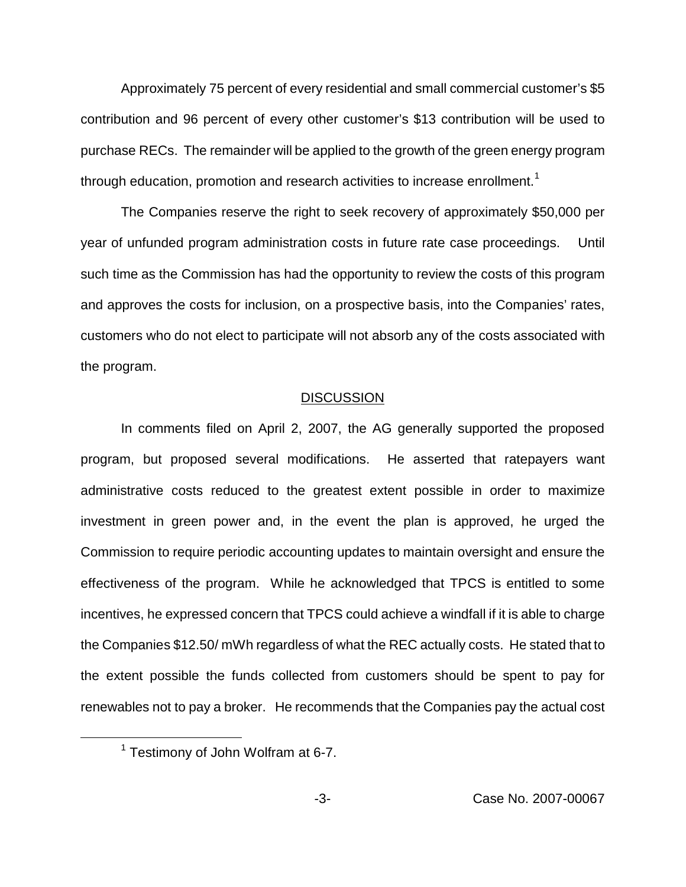Approximately 75 percent of every residential and small commercial customer's $5 contribution and 96 percent of every other customer's $13 contribution will be used to purchase RECs. The remainder will be applied to the growth of the green energy program through education, promotion and research activities to increase enrollment.[1]

The Companies reserve the right to seek recovery of approximately $50,000 per year of unfunded program administration costs in future rate case proceedings. Until such time as the Commission has had the opportunity to review the costs of this program and approves the costs for inclusion, on a prospective basis, into the Companies' rates, customers who do not elect to participate will not absorb any of the costs associated with the program.

## DISCUSSION

In comments filed on April 2, 2007, the AG generally supported the proposed program, but proposed several modifications. He asserted that ratepayers want administrative costs reduced to the greatest extent possible in order to maximize investment in green power and, in the event the plan is approved, he urged the Commission to require periodic accounting updates to maintain oversight and ensure the effectiveness of the program. While he acknowledged that TPCS is entitled to some incentives, he expressed concern that TPCS could achieve a windfall if it is able to charge the Companies $12.50/ mWh regardless of what the REC actually costs. He stated that to the extent possible the funds collected from customers should be spent to pay for renewables not to pay a broker. He recommends that the Companies pay the actual cost

[1] Testimony of John Wolfram at 6-7.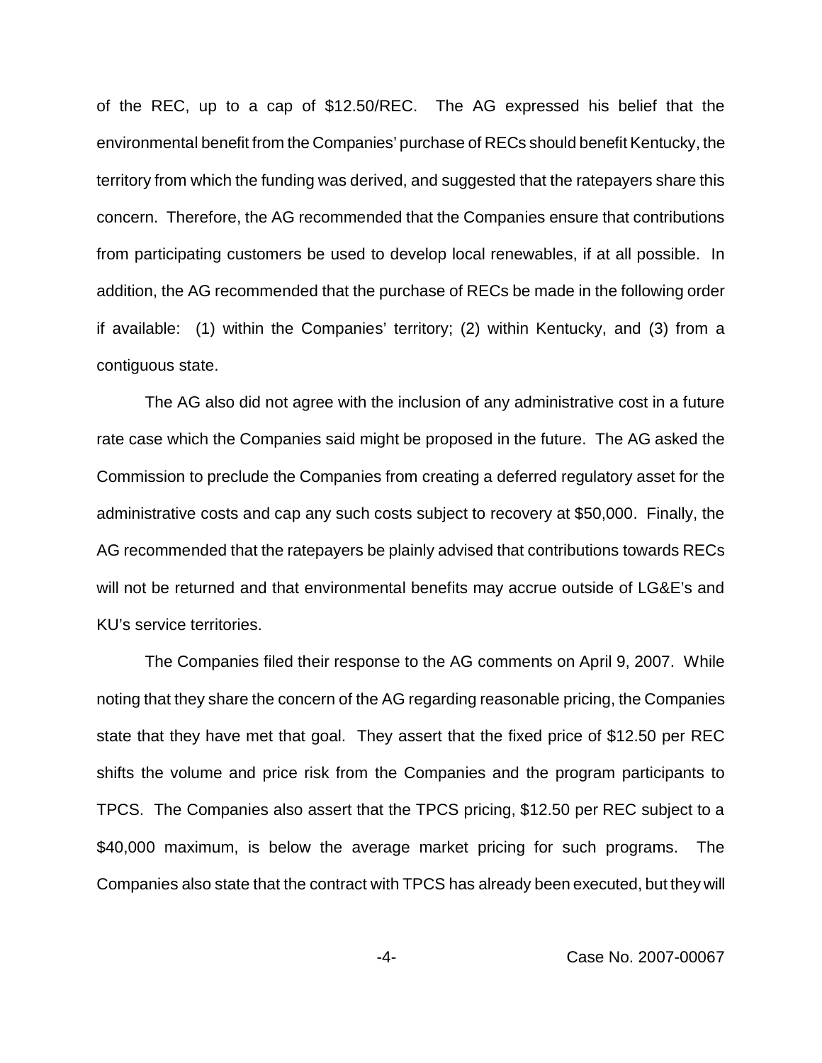of the REC, up to a cap of $12.50/REC. The AG expressed his belief that the environmental benefit from the Companies' purchase of RECs should benefit Kentucky, the territory from which the funding was derived, and suggested that the ratepayers share this concern. Therefore, the AG recommended that the Companies ensure that contributions from participating customers be used to develop local renewables, if at all possible. In addition, the AG recommended that the purchase of RECs be made in the following order if available: (1) within the Companies' territory; (2) within Kentucky, and (3) from a contiguous state.

The AG also did not agree with the inclusion of any administrative cost in a future rate case which the Companies said might be proposed in the future. The AG asked the Commission to preclude the Companies from creating a deferred regulatory asset for the administrative costs and cap any such costs subject to recovery at $50,000. Finally, the AG recommended that the ratepayers be plainly advised that contributions towards RECs will not be returned and that environmental benefits may accrue outside of LG&E's and KU's service territories.

The Companies filed their response to the AG comments on April 9, 2007. While noting that they share the concern of the AG regarding reasonable pricing, the Companies state that they have met that goal. They assert that the fixed price of $12.50 per REC shifts the volume and price risk from the Companies and the program participants to TPCS. The Companies also assert that the TPCS pricing, $12.50 per REC subject to a $40,000 maximum, is below the average market pricing for such programs. The Companies also state that the contract with TPCS has already been executed, but they will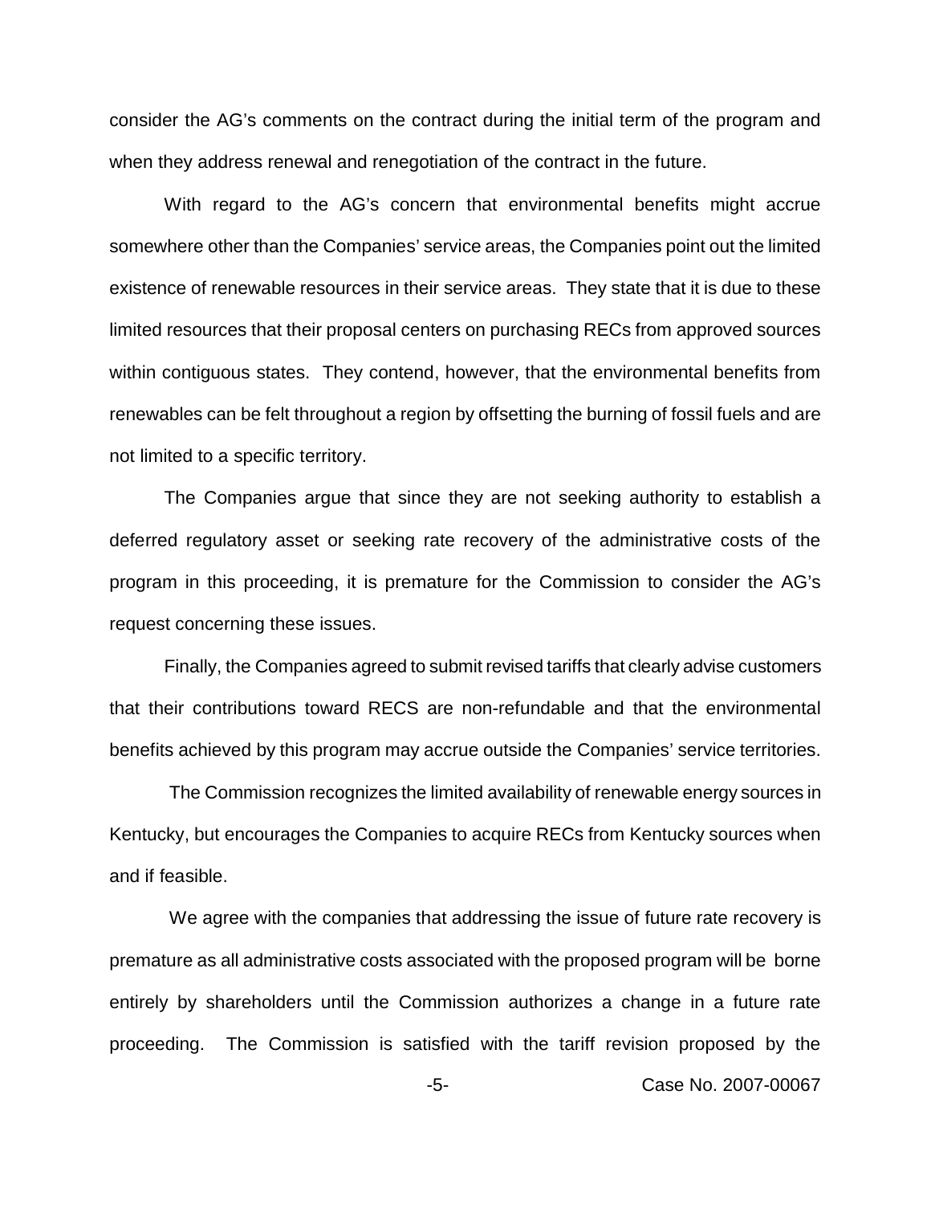consider the AG's comments on the contract during the initial term of the program and when they address renewal and renegotiation of the contract in the future.

With regard to the AG's concern that environmental benefits might accrue somewhere other than the Companies' service areas, the Companies point out the limited existence of renewable resources in their service areas. They state that it is due to these limited resources that their proposal centers on purchasing RECs from approved sources within contiguous states. They contend, however, that the environmental benefits from renewables can be felt throughout a region by offsetting the burning of fossil fuels and are not limited to a specific territory.

The Companies argue that since they are not seeking authority to establish a deferred regulatory asset or seeking rate recovery of the administrative costs of the program in this proceeding, it is premature for the Commission to consider the AG's request concerning these issues.

Finally, the Companies agreed to submit revised tariffs that clearly advise customers that their contributions toward RECS are non-refundable and that the environmental benefits achieved by this program may accrue outside the Companies' service territories.

The Commission recognizes the limited availability of renewable energy sources in Kentucky, but encourages the Companies to acquire RECs from Kentucky sources when and if feasible.

We agree with the companies that addressing the issue of future rate recovery is premature as all administrative costs associated with the proposed program will be borne entirely by shareholders until the Commission authorizes a change in a future rate proceeding. The Commission is satisfied with the tariff revision proposed by the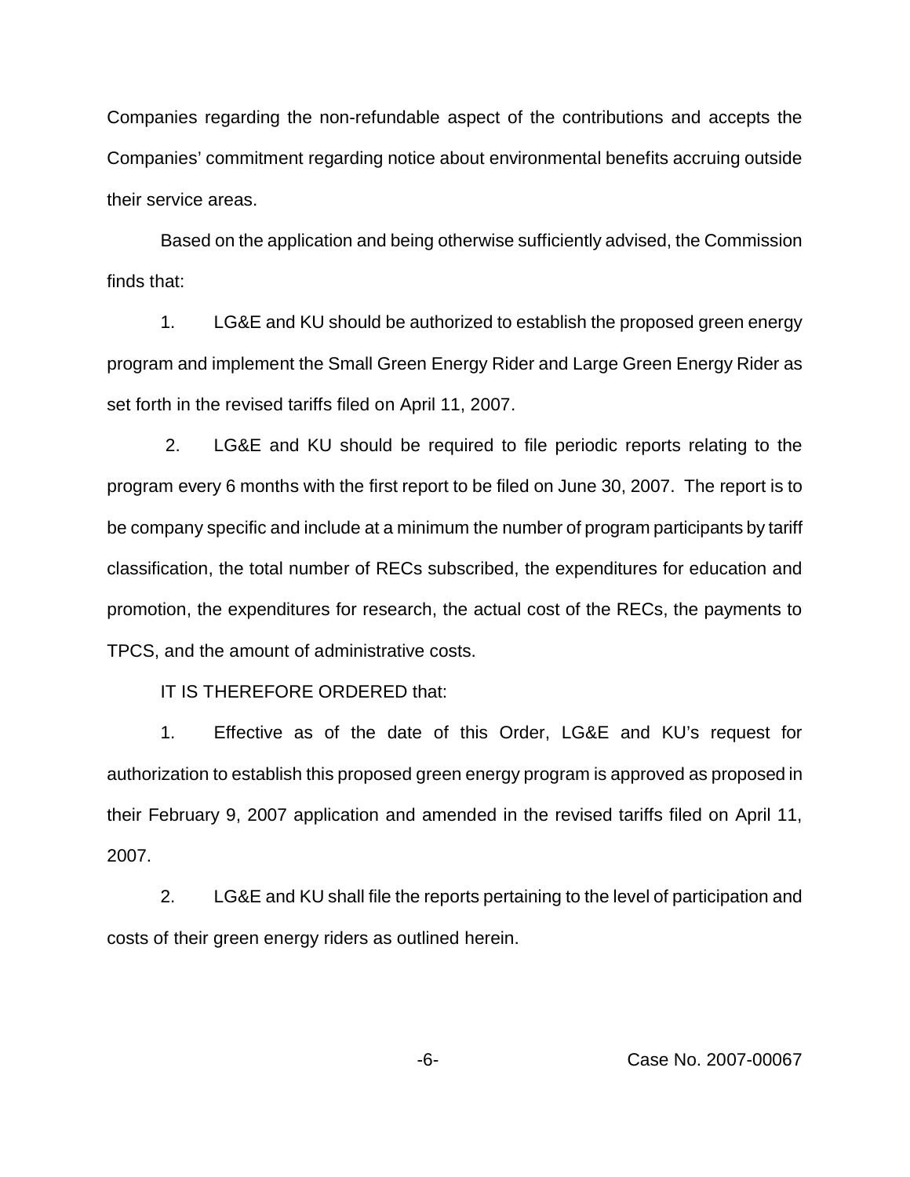Companies regarding the non-refundable aspect of the contributions and accepts the Companies' commitment regarding notice about environmental benefits accruing outside their service areas.

Based on the application and being otherwise sufficiently advised, the Commission finds that:

1. LG&E and KU should be authorized to establish the proposed green energy program and implement the Small Green Energy Rider and Large Green Energy Rider as set forth in the revised tariffs filed on April 11, 2007.

2. LG&E and KU should be required to file periodic reports relating to the program every 6 months with the first report to be filed on June 30, 2007. The report is to be company specific and include at a minimum the number of program participants by tariff classification, the total number of RECs subscribed, the expenditures for education and promotion, the expenditures for research, the actual cost of the RECs, the payments to TPCS, and the amount of administrative costs.

IT IS THEREFORE ORDERED that:

1. Effective as of the date of this Order, LG&E and KU's request for authorization to establish this proposed green energy program is approved as proposed in their February 9, 2007 application and amended in the revised tariffs filed on April 11, 2007.

2. LG&E and KU shall file the reports pertaining to the level of participation and costs of their green energy riders as outlined herein.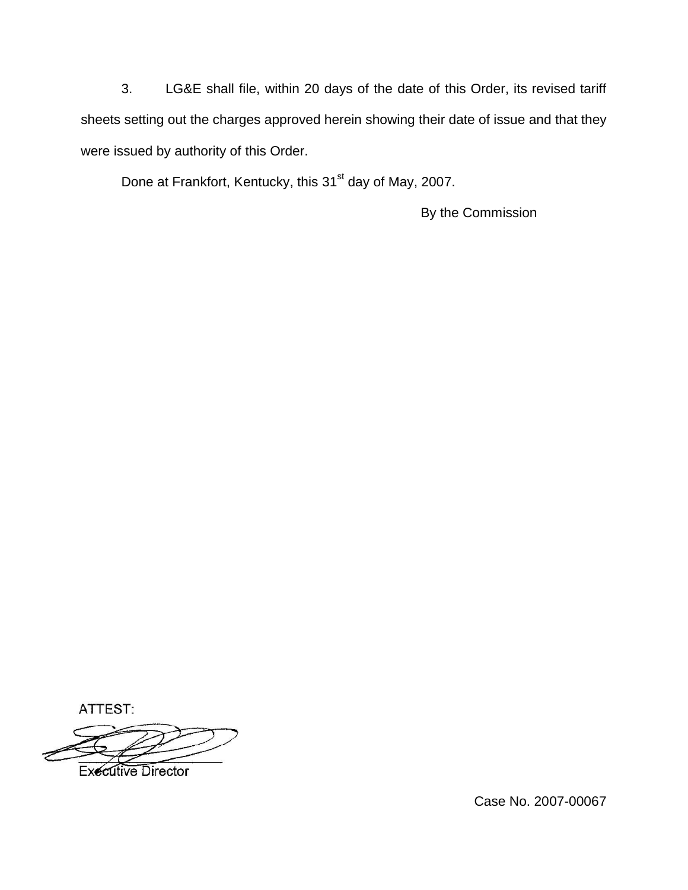3. LG&E shall file, within 20 days of the date of this Order, its revised tariff sheets setting out the charges approved herein showing their date of issue and that they were issued by authority of this Order.

Done at Frankfort, Kentucky, this 31st day of May, 2007.

By the Commission

ATTEST:

Executive Director

Case No. 2007-00067